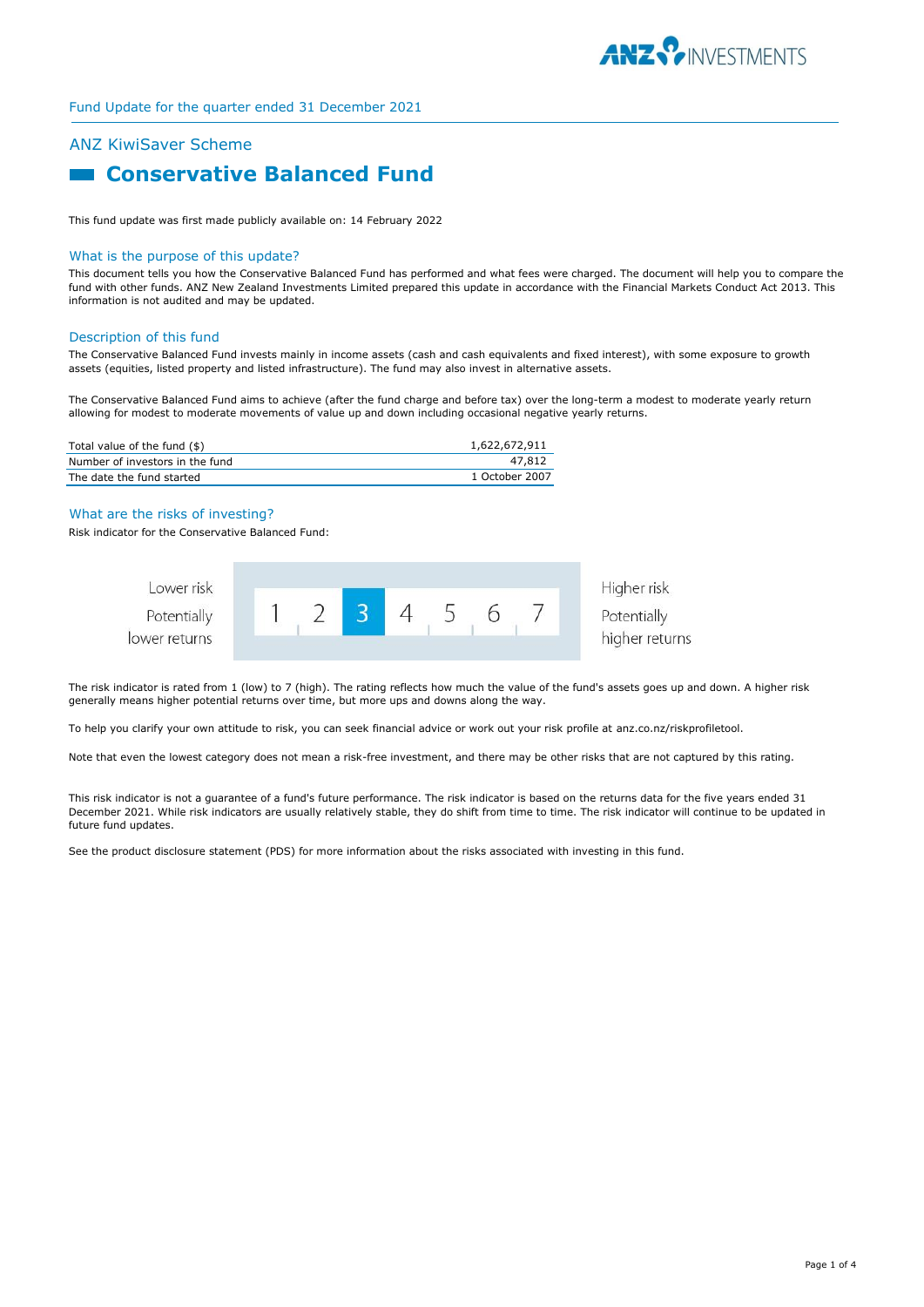Fund Update for the quarter ended 31 December 2021

## ANZ KiwiSaver Scheme

# Conservative Balanced Fund

This fund update was first made publicly available on: 14 February 2022

### What is the purpose of this update?

This document tells you how the Conservative Balanced Fund has performed and what fees were charged. The document will help you to compare the fund with other funds. ANZ New Zealand Investments Limited prepared this update in accordance with the Financial Markets Conduct Act 2013. This information is not audited and may be updated.

### Description of this fund

The Conservative Balanced Fund invests mainly in income assets (cash and cash equivalents and fixed interest), with some exposure to growth assets (equities, listed property and listed infrastructure). The fund may also invest in alternative assets.

The Conservative Balanced Fund aims to achieve (after the fund charge and before tax) over the long-term a modest to moderate yearly return allowing for modest to moderate movements of value up and down including occasional negative yearly returns.

| | |
|---|---|
| Total value of the fund ($) | 1,622,672,911 |
| Number of investors in the fund | 47,812 |
| The date the fund started | 1 October 2007 |

### What are the risks of investing?

Risk indicator for the Conservative Balanced Fund:

| Lower risk<br>Potentially lower returns | 1 | 2 | **3** | 4 | 5 | 6 | 7 | Higher risk<br>Potentially higher returns |
|---|---|---|---|---|---|---|---|---|

The risk indicator is rated from 1 (low) to 7 (high). The rating reflects how much the value of the fund's assets goes up and down. A higher risk generally means higher potential returns over time, but more ups and downs along the way.

To help you clarify your own attitude to risk, you can seek financial advice or work out your risk profile at anz.co.nz/riskprofiletool.

Note that even the lowest category does not mean a risk-free investment, and there may be other risks that are not captured by this rating.

This risk indicator is not a guarantee of a fund's future performance. The risk indicator is based on the returns data for the five years ended 31 December 2021. While risk indicators are usually relatively stable, they do shift from time to time. The risk indicator will continue to be updated in future fund updates.

See the product disclosure statement (PDS) for more information about the risks associated with investing in this fund.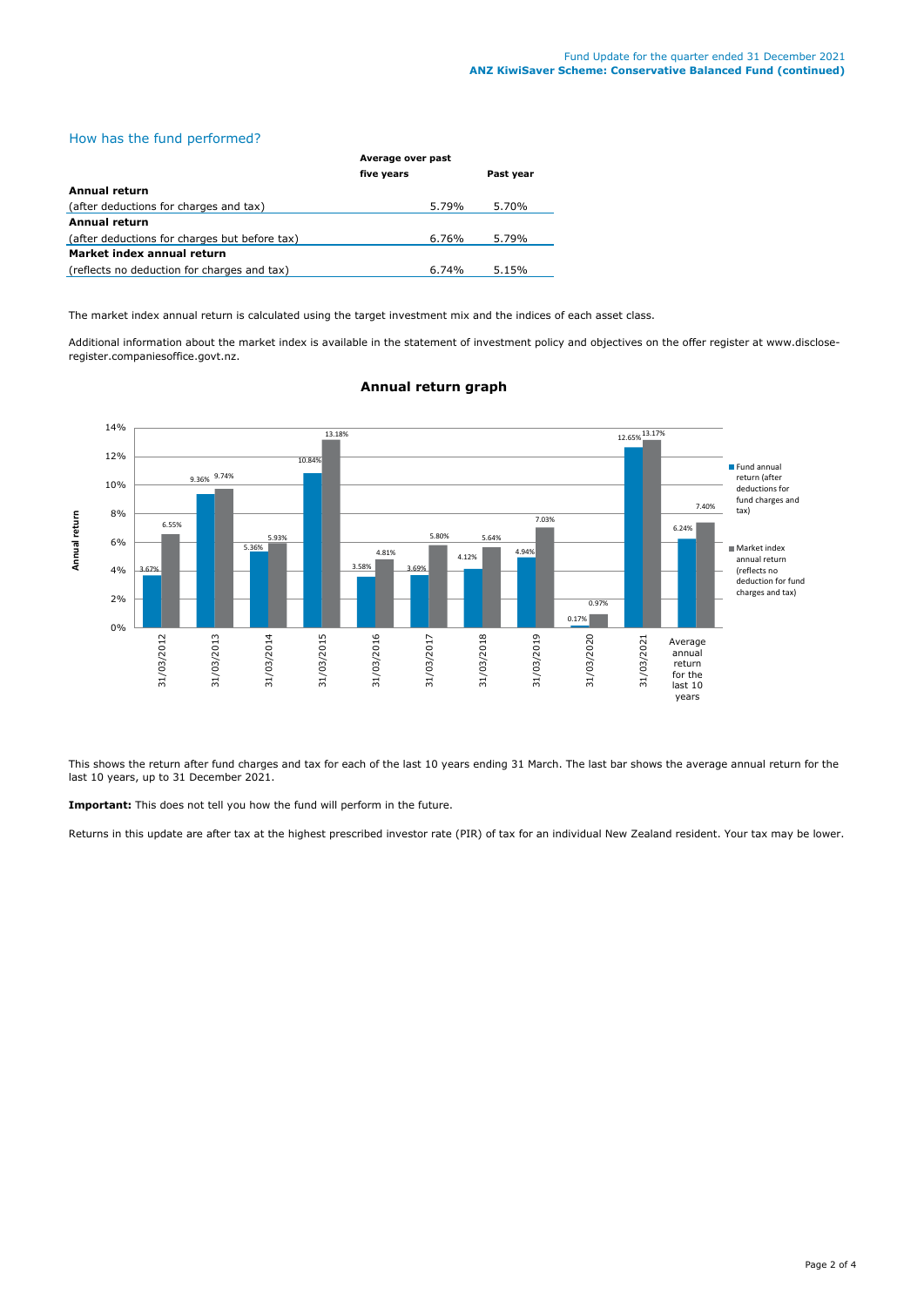## How has the fund performed?

| | Average over past five years | Past year |
|---|---|---|
| **Annual return** (after deductions for charges and tax) | 5.79% | 5.70% |
| **Annual return** (after deductions for charges but before tax) | 6.76% | 5.79% |
| **Market index annual return** (reflects no deduction for charges and tax) | 6.74% | 5.15% |

The market index annual return is calculated using the target investment mix and the indices of each asset class.

Additional information about the market index is available in the statement of investment policy and objectives on the offer register at www.disclose-register.companiesoffice.govt.nz.

### Annual return graph

| Year | Fund annual return (after deductions for fund charges and tax) | Market index annual return (reflects no deduction for fund charges and tax) |
|---|---|---|
| 31/03/2012 | 3.67% | 6.55% |
| 31/03/2013 | 9.36% | 9.74% |
| 31/03/2014 | 5.36% | 5.93% |
| 31/03/2015 | 10.84% | 13.18% |
| 31/03/2016 | 3.58% | 4.81% |
| 31/03/2017 | 3.69% | 5.80% |
| 31/03/2018 | 4.12% | 5.64% |
| 31/03/2019 | 4.94% | 7.03% |
| 31/03/2020 | 0.17% | 0.97% |
| 31/03/2021 | 12.65% | 13.17% |
| Average annual return for the last 10 years | 6.24% | 7.40% |

This shows the return after fund charges and tax for each of the last 10 years ending 31 March. The last bar shows the average annual return for the last 10 years, up to 31 December 2021.

**Important:** This does not tell you how the fund will perform in the future.

Returns in this update are after tax at the highest prescribed investor rate (PIR) of tax for an individual New Zealand resident. Your tax may be lower.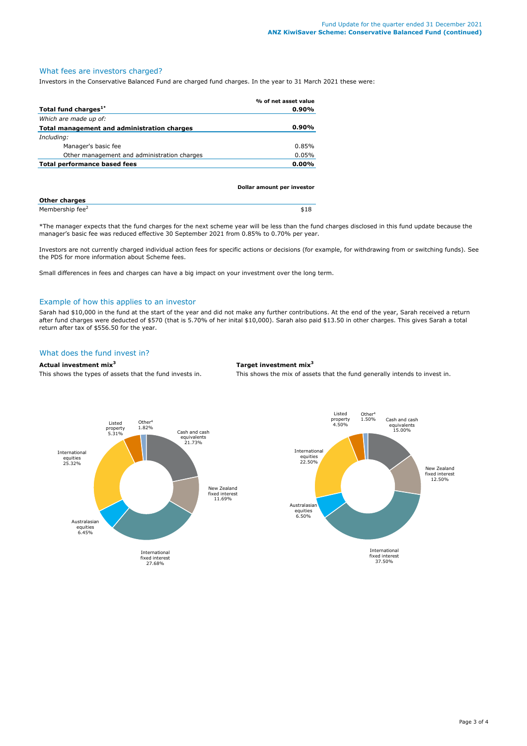## What fees are investors charged?

Investors in the Conservative Balanced Fund are charged fund charges. In the year to 31 March 2021 these were:

| | % of net asset value |
|---|---|
| **Total fund charges[1*]** | **0.90%** |
| *Which are made up of:* | |
| **Total management and administration charges** | **0.90%** |
| *Including:* | |
| Manager's basic fee | 0.85% |
| Other management and administration charges | 0.05% |
| **Total performance based fees** | **0.00%** |

| | Dollar amount per investor |
|---|---|
| **Other charges** | |
| Membership fee[2] | $18 |

*The manager expects that the fund charges for the next scheme year will be less than the fund charges disclosed in this fund update because the manager's basic fee was reduced effective 30 September 2021 from 0.85% to 0.70% per year.

Investors are not currently charged individual action fees for specific actions or decisions (for example, for withdrawing from or switching funds). See the PDS for more information about Scheme fees.

Small differences in fees and charges can have a big impact on your investment over the long term.

## Example of how this applies to an investor

Sarah had $10,000 in the fund at the start of the year and did not make any further contributions. At the end of the year, Sarah received a return after fund charges were deducted of $570 (that is 5.70% of her inital $10,000). Sarah also paid $13.50 in other charges. This gives Sarah a total return after tax of $556.50 for the year.

## What does the fund invest in?

**Actual investment mix[3]**

This shows the types of assets that the fund invests in.

| Asset type | Actual |
|---|---|
| Cash and cash equivalents | 21.73% |
| New Zealand fixed interest | 11.69% |
| International fixed interest | 27.68% |
| Australasian equities | 6.45% |
| International equities | 25.32% |
| Listed property | 5.31% |
| Other[4] | 1.82% |

**Target investment mix[3]**

This shows the mix of assets that the fund generally intends to invest in.

| Asset type | Target |
|---|---|
| Cash and cash equivalents | 15.00% |
| New Zealand fixed interest | 12.50% |
| International fixed interest | 37.50% |
| Australasian equities | 6.50% |
| International equities | 22.50% |
| Listed property | 4.50% |
| Other[4] | 1.50% |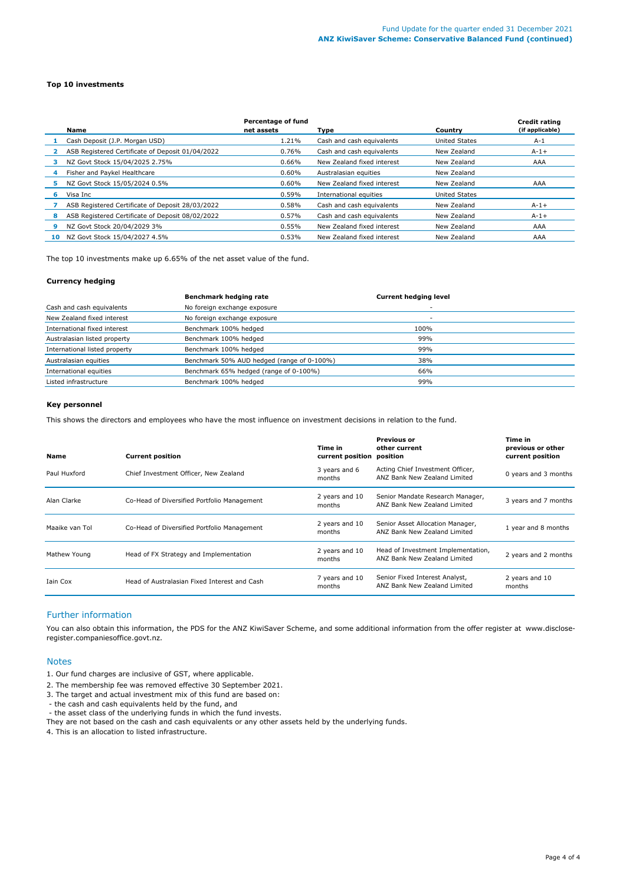### Top 10 investments

| | Name | Percentage of fund net assets | Type | Country | Credit rating (if applicable) |
|---|---|---|---|---|---|
| 1 | Cash Deposit (J.P. Morgan USD) | 1.21% | Cash and cash equivalents | United States | A-1 |
| 2 | ASB Registered Certificate of Deposit 01/04/2022 | 0.76% | Cash and cash equivalents | New Zealand | A-1+ |
| 3 | NZ Govt Stock 15/04/2025 2.75% | 0.66% | New Zealand fixed interest | New Zealand | AAA |
| 4 | Fisher and Paykel Healthcare | 0.60% | Australasian equities | New Zealand | |
| 5 | NZ Govt Stock 15/05/2024 0.5% | 0.60% | New Zealand fixed interest | New Zealand | AAA |
| 6 | Visa Inc | 0.59% | International equities | United States | |
| 7 | ASB Registered Certificate of Deposit 28/03/2022 | 0.58% | Cash and cash equivalents | New Zealand | A-1+ |
| 8 | ASB Registered Certificate of Deposit 08/02/2022 | 0.57% | Cash and cash equivalents | New Zealand | A-1+ |
| 9 | NZ Govt Stock 20/04/2029 3% | 0.55% | New Zealand fixed interest | New Zealand | AAA |
| 10 | NZ Govt Stock 15/04/2027 4.5% | 0.53% | New Zealand fixed interest | New Zealand | AAA |

The top 10 investments make up 6.65% of the net asset value of the fund.

### Currency hedging

| | Benchmark hedging rate | Current hedging level |
|---|---|---|
| Cash and cash equivalents | No foreign exchange exposure | - |
| New Zealand fixed interest | No foreign exchange exposure | - |
| International fixed interest | Benchmark 100% hedged | 100% |
| Australasian listed property | Benchmark 100% hedged | 99% |
| International listed property | Benchmark 100% hedged | 99% |
| Australasian equities | Benchmark 50% AUD hedged (range of 0-100%) | 38% |
| International equities | Benchmark 65% hedged (range of 0-100%) | 66% |
| Listed infrastructure | Benchmark 100% hedged | 99% |

### Key personnel

This shows the directors and employees who have the most influence on investment decisions in relation to the fund.

| Name | Current position | Time in current position | Previous or other current position | Time in previous or other current position |
|---|---|---|---|---|
| Paul Huxford | Chief Investment Officer, New Zealand | 3 years and 6 months | Acting Chief Investment Officer, ANZ Bank New Zealand Limited | 0 years and 3 months |
| Alan Clarke | Co-Head of Diversified Portfolio Management | 2 years and 10 months | Senior Mandate Research Manager, ANZ Bank New Zealand Limited | 3 years and 7 months |
| Maaike van Tol | Co-Head of Diversified Portfolio Management | 2 years and 10 months | Senior Asset Allocation Manager, ANZ Bank New Zealand Limited | 1 year and 8 months |
| Mathew Young | Head of FX Strategy and Implementation | 2 years and 10 months | Head of Investment Implementation, ANZ Bank New Zealand Limited | 2 years and 2 months |
| Iain Cox | Head of Australasian Fixed Interest and Cash | 7 years and 10 months | Senior Fixed Interest Analyst, ANZ Bank New Zealand Limited | 2 years and 10 months |

## Further information

You can also obtain this information, the PDS for the ANZ KiwiSaver Scheme, and some additional information from the offer register at www.disclose-register.companiesoffice.govt.nz.

## Notes

1. Our fund charges are inclusive of GST, where applicable.
2. The membership fee was removed effective 30 September 2021.
3. The target and actual investment mix of this fund are based on:
 - the cash and cash equivalents held by the fund, and
 - the asset class of the underlying funds in which the fund invests.

They are not based on the cash and cash equivalents or any other assets held by the underlying funds.

4. This is an allocation to listed infrastructure.